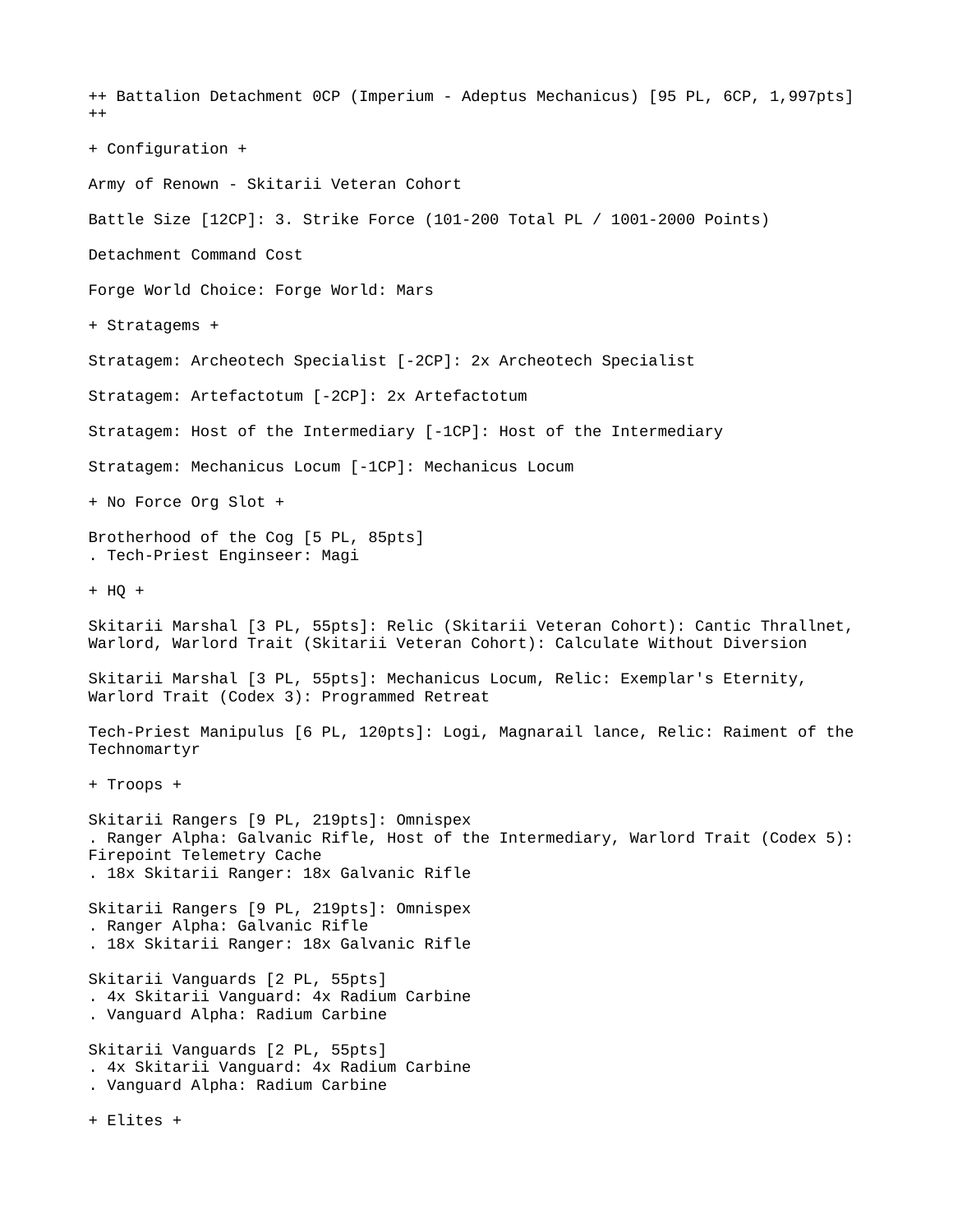++ Battalion Detachment 0CP (Imperium - Adeptus Mechanicus) [95 PL, 6CP, 1,997pts] ++

+ Configuration +

Army of Renown - Skitarii Veteran Cohort

Battle Size [12CP]: 3. Strike Force (101-200 Total PL / 1001-2000 Points)

Detachment Command Cost

Forge World Choice: Forge World: Mars

+ Stratagems +

Stratagem: Archeotech Specialist [-2CP]: 2x Archeotech Specialist

Stratagem: Artefactotum [-2CP]: 2x Artefactotum

Stratagem: Host of the Intermediary [-1CP]: Host of the Intermediary

Stratagem: Mechanicus Locum [-1CP]: Mechanicus Locum

+ No Force Org Slot +

Brotherhood of the Cog [5 PL, 85pts]
. Tech-Priest Enginseer: Magi

+ HQ +

Skitarii Marshal [3 PL, 55pts]: Relic (Skitarii Veteran Cohort): Cantic Thrallnet, Warlord, Warlord Trait (Skitarii Veteran Cohort): Calculate Without Diversion

Skitarii Marshal [3 PL, 55pts]: Mechanicus Locum, Relic: Exemplar's Eternity, Warlord Trait (Codex 3): Programmed Retreat

Tech-Priest Manipulus [6 PL, 120pts]: Logi, Magnarail lance, Relic: Raiment of the Technomartyr

+ Troops +

Skitarii Rangers [9 PL, 219pts]: Omnispex
. Ranger Alpha: Galvanic Rifle, Host of the Intermediary, Warlord Trait (Codex 5): Firepoint Telemetry Cache
. 18x Skitarii Ranger: 18x Galvanic Rifle

Skitarii Rangers [9 PL, 219pts]: Omnispex
. Ranger Alpha: Galvanic Rifle
. 18x Skitarii Ranger: 18x Galvanic Rifle

Skitarii Vanguards [2 PL, 55pts]
. 4x Skitarii Vanguard: 4x Radium Carbine
. Vanguard Alpha: Radium Carbine

Skitarii Vanguards [2 PL, 55pts]
. 4x Skitarii Vanguard: 4x Radium Carbine
. Vanguard Alpha: Radium Carbine

+ Elites +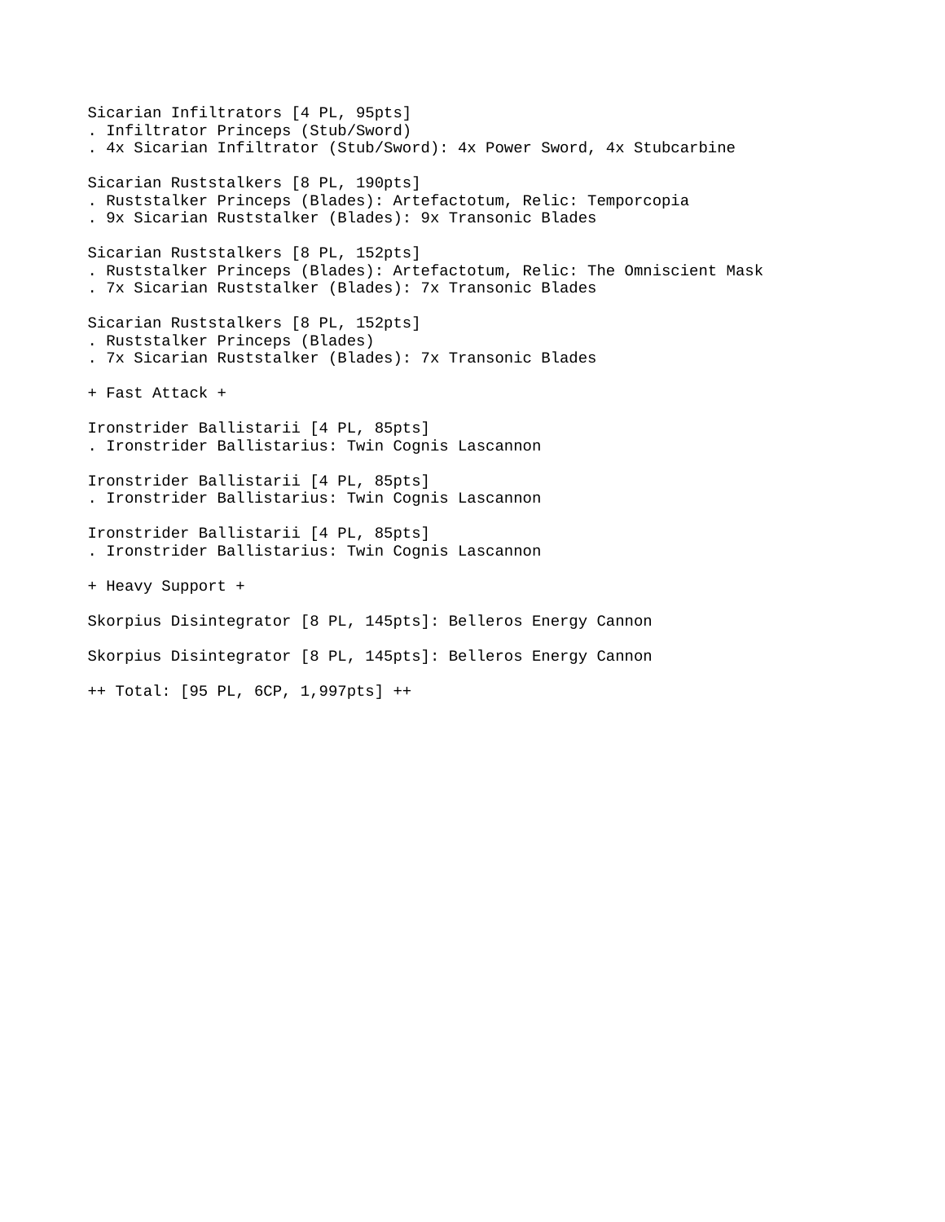Sicarian Infiltrators [4 PL, 95pts]
. Infiltrator Princeps (Stub/Sword)
. 4x Sicarian Infiltrator (Stub/Sword): 4x Power Sword, 4x Stubcarbine

Sicarian Ruststalkers [8 PL, 190pts]
. Ruststalker Princeps (Blades): Artefactotum, Relic: Temporcopia
. 9x Sicarian Ruststalker (Blades): 9x Transonic Blades

Sicarian Ruststalkers [8 PL, 152pts]
. Ruststalker Princeps (Blades): Artefactotum, Relic: The Omniscient Mask
. 7x Sicarian Ruststalker (Blades): 7x Transonic Blades

Sicarian Ruststalkers [8 PL, 152pts]
. Ruststalker Princeps (Blades)
. 7x Sicarian Ruststalker (Blades): 7x Transonic Blades

+ Fast Attack +

Ironstrider Ballistarii [4 PL, 85pts]
. Ironstrider Ballistarius: Twin Cognis Lascannon

Ironstrider Ballistarii [4 PL, 85pts]
. Ironstrider Ballistarius: Twin Cognis Lascannon

Ironstrider Ballistarii [4 PL, 85pts]
. Ironstrider Ballistarius: Twin Cognis Lascannon

+ Heavy Support +

Skorpius Disintegrator [8 PL, 145pts]: Belleros Energy Cannon

Skorpius Disintegrator [8 PL, 145pts]: Belleros Energy Cannon

++ Total: [95 PL, 6CP, 1,997pts] ++